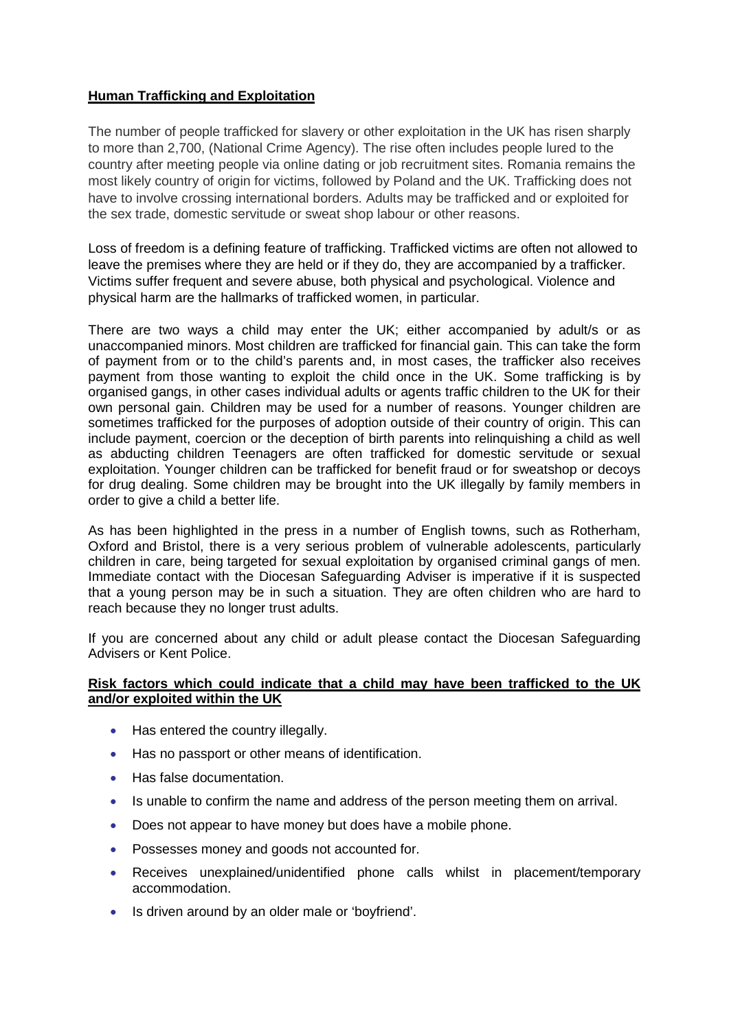**Human Trafficking and Exploitation**

The number of people trafficked for slavery or other exploitation in the UK has risen sharply to more than 2,700, (National Crime Agency). The rise often includes people lured to the country after meeting people via online dating or job recruitment sites. Romania remains the most likely country of origin for victims, followed by Poland and the UK. Trafficking does not have to involve crossing international borders. Adults may be trafficked and or exploited for the sex trade, domestic servitude or sweat shop labour or other reasons.

Loss of freedom is a defining feature of trafficking. Trafficked victims are often not allowed to leave the premises where they are held or if they do, they are accompanied by a trafficker. Victims suffer frequent and severe abuse, both physical and psychological. Violence and physical harm are the hallmarks of trafficked women, in particular.

There are two ways a child may enter the UK; either accompanied by adult/s or as unaccompanied minors. Most children are trafficked for financial gain. This can take the form of payment from or to the child's parents and, in most cases, the trafficker also receives payment from those wanting to exploit the child once in the UK. Some trafficking is by organised gangs, in other cases individual adults or agents traffic children to the UK for their own personal gain. Children may be used for a number of reasons. Younger children are sometimes trafficked for the purposes of adoption outside of their country of origin. This can include payment, coercion or the deception of birth parents into relinquishing a child as well as abducting children Teenagers are often trafficked for domestic servitude or sexual exploitation. Younger children can be trafficked for benefit fraud or for sweatshop or decoys for drug dealing. Some children may be brought into the UK illegally by family members in order to give a child a better life.

As has been highlighted in the press in a number of English towns, such as Rotherham, Oxford and Bristol, there is a very serious problem of vulnerable adolescents, particularly children in care, being targeted for sexual exploitation by organised criminal gangs of men. Immediate contact with the Diocesan Safeguarding Adviser is imperative if it is suspected that a young person may be in such a situation. They are often children who are hard to reach because they no longer trust adults.

If you are concerned about any child or adult please contact the Diocesan Safeguarding Advisers or Kent Police.

**Risk factors which could indicate that a child may have been trafficked to the UK and/or exploited within the UK**

- Has entered the country illegally.
- Has no passport or other means of identification.
- Has false documentation.
- Is unable to confirm the name and address of the person meeting them on arrival.
- Does not appear to have money but does have a mobile phone.
- Possesses money and goods not accounted for.
- Receives unexplained/unidentified phone calls whilst in placement/temporary accommodation.
- Is driven around by an older male or 'boyfriend'.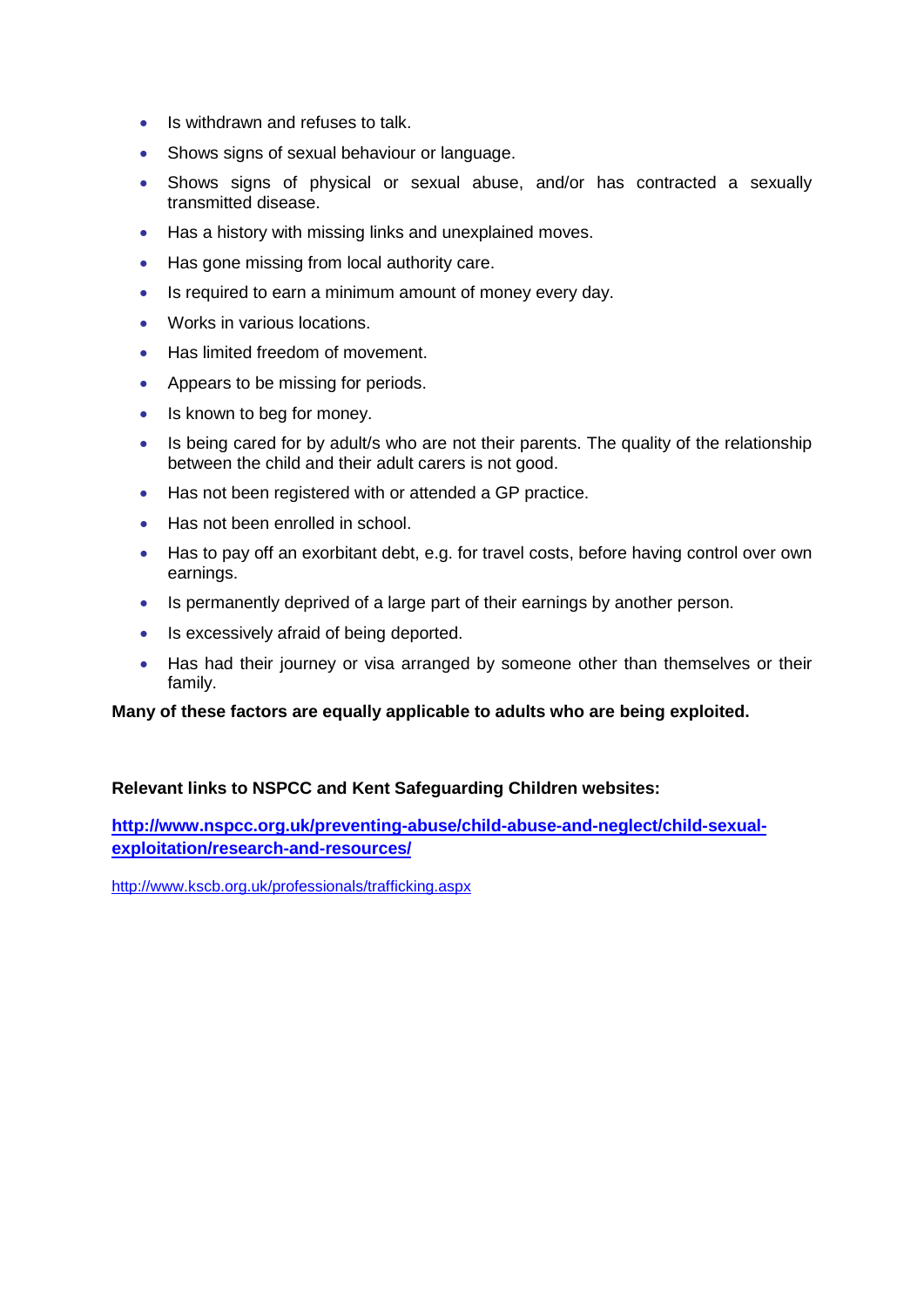- Is withdrawn and refuses to talk.
- Shows signs of sexual behaviour or language.
- Shows signs of physical or sexual abuse, and/or has contracted a sexually transmitted disease.
- Has a history with missing links and unexplained moves.
- Has gone missing from local authority care.
- Is required to earn a minimum amount of money every day.
- Works in various locations.
- Has limited freedom of movement.
- Appears to be missing for periods.
- Is known to beg for money.
- Is being cared for by adult/s who are not their parents. The quality of the relationship between the child and their adult carers is not good.
- Has not been registered with or attended a GP practice.
- Has not been enrolled in school.
- Has to pay off an exorbitant debt, e.g. for travel costs, before having control over own earnings.
- Is permanently deprived of a large part of their earnings by another person.
- Is excessively afraid of being deported.
- Has had their journey or visa arranged by someone other than themselves or their family.

**Many of these factors are equally applicable to adults who are being exploited.**

**Relevant links to NSPCC and Kent Safeguarding Children websites:**

**http://www.nspcc.org.uk/preventing-abuse/child-abuse-and-neglect/child-sexual-exploitation/research-and-resources/**

http://www.kscb.org.uk/professionals/trafficking.aspx